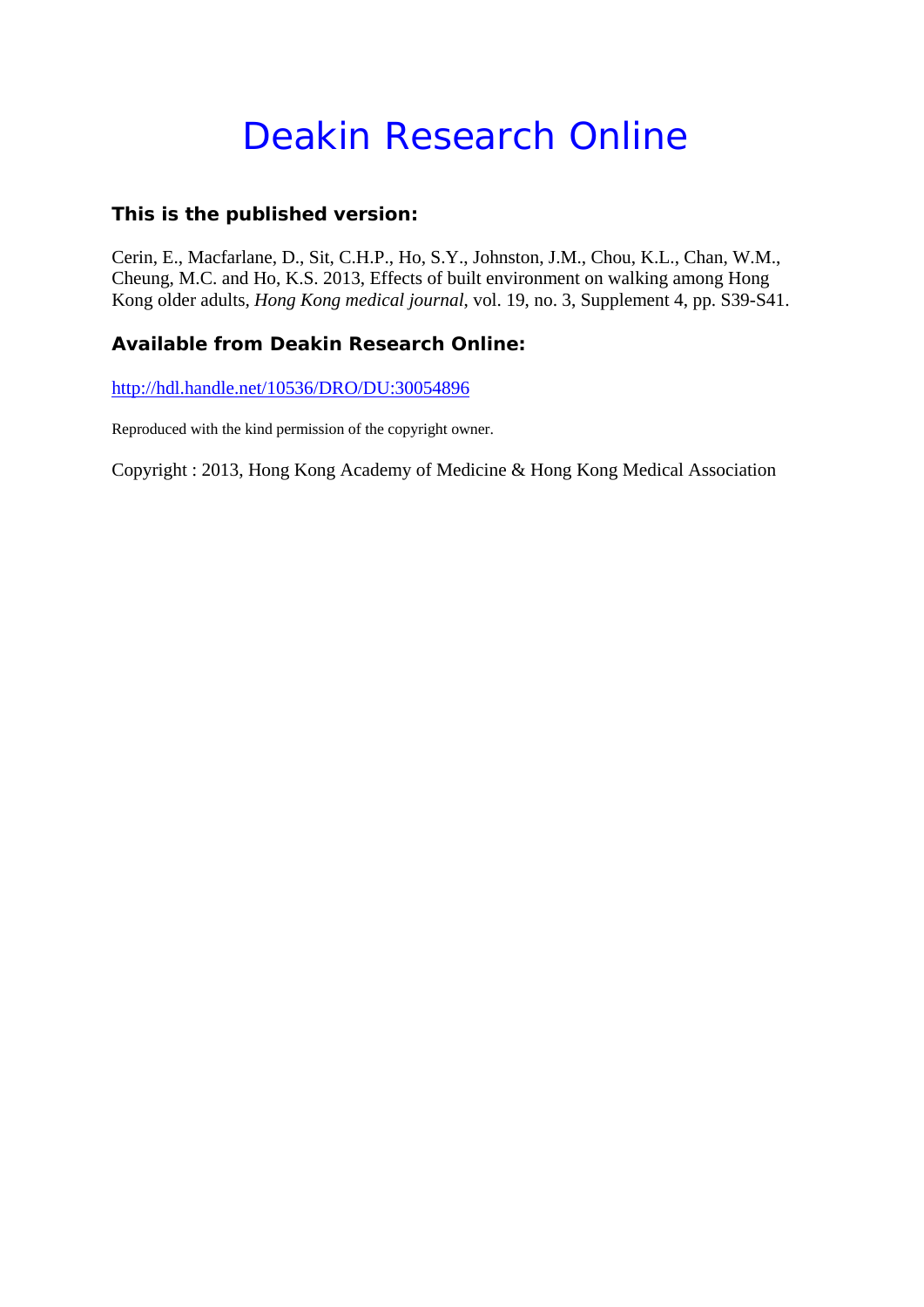# Deakin Research Online

## This is the published version:

Cerin, E., Macfarlane, D., Sit, C.H.P., Ho, S.Y., Johnston, J.M., Chou, K.L., Chan, W.M., Cheung, M.C. and Ho, K.S. 2013, Effects of built environment on walking among Hong Kong older adults, *Hong Kong medical journal*, vol. 19, no. 3, Supplement 4, pp. S39-S41.

## Available from Deakin Research Online:

http://hdl.handle.net/10536/DRO/DU:30054896

Reproduced with the kind permission of the copyright owner.

Copyright : 2013, Hong Kong Academy of Medicine & Hong Kong Medical Association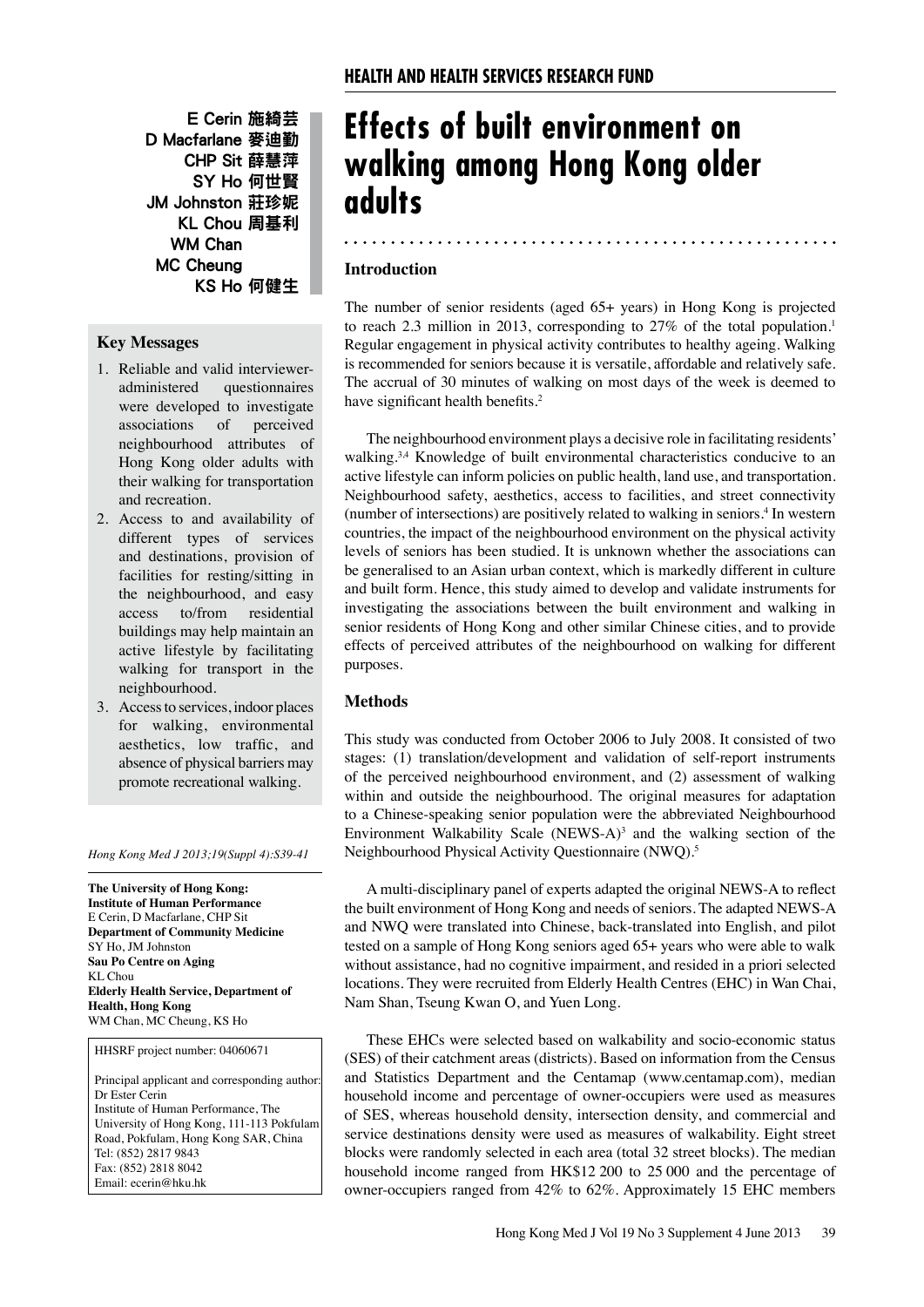HEALTH AND HEALTH SERVICES RESEARCH FUND

E Cerin 施綺芸
D Macfarlane 麥迪勤
CHP Sit 薛慧萍
SY Ho 何世賢
JM Johnston 莊珍妮
KL Chou 周基利
WM Chan
MC Cheung
KS Ho 何健生

# Effects of built environment on walking among Hong Kong older adults

## Key Messages

1. Reliable and valid interviewer-administered questionnaires were developed to investigate associations of perceived neighbourhood attributes of Hong Kong older adults with their walking for transportation and recreation.
2. Access to and availability of different types of services and destinations, provision of facilities for resting/sitting in the neighbourhood, and easy access to/from residential buildings may help maintain an active lifestyle by facilitating walking for transport in the neighbourhood.
3. Access to services, indoor places for walking, environmental aesthetics, low traffic, and absence of physical barriers may promote recreational walking.

*Hong Kong Med J 2013;19(Suppl 4):S39-41*

**The University of Hong Kong: Institute of Human Performance**
E Cerin, D Macfarlane, CHP Sit
**Department of Community Medicine**
SY Ho, JM Johnston
**Sau Po Centre on Aging**
KL Chou
**Elderly Health Service, Department of Health, Hong Kong**
WM Chan, MC Cheung, KS Ho

HHSRF project number: 04060671

Principal applicant and corresponding author:
Dr Ester Cerin
Institute of Human Performance, The University of Hong Kong, 111-113 Pokfulam Road, Pokfulam, Hong Kong SAR, China
Tel: (852) 2817 9843
Fax: (852) 2818 8042
Email: ecerin@hku.hk

## Introduction

The number of senior residents (aged 65+ years) in Hong Kong is projected to reach 2.3 million in 2013, corresponding to 27% of the total population.[1] Regular engagement in physical activity contributes to healthy ageing. Walking is recommended for seniors because it is versatile, affordable and relatively safe. The accrual of 30 minutes of walking on most days of the week is deemed to have significant health benefits.[2]

The neighbourhood environment plays a decisive role in facilitating residents' walking.[3,4] Knowledge of built environmental characteristics conducive to an active lifestyle can inform policies on public health, land use, and transportation. Neighbourhood safety, aesthetics, access to facilities, and street connectivity (number of intersections) are positively related to walking in seniors.[4] In western countries, the impact of the neighbourhood environment on the physical activity levels of seniors has been studied. It is unknown whether the associations can be generalised to an Asian urban context, which is markedly different in culture and built form. Hence, this study aimed to develop and validate instruments for investigating the associations between the built environment and walking in senior residents of Hong Kong and other similar Chinese cities, and to provide effects of perceived attributes of the neighbourhood on walking for different purposes.

## Methods

This study was conducted from October 2006 to July 2008. It consisted of two stages: (1) translation/development and validation of self-report instruments of the perceived neighbourhood environment, and (2) assessment of walking within and outside the neighbourhood. The original measures for adaptation to a Chinese-speaking senior population were the abbreviated Neighbourhood Environment Walkability Scale (NEWS-A)[3] and the walking section of the Neighbourhood Physical Activity Questionnaire (NWQ).[5]

A multi-disciplinary panel of experts adapted the original NEWS-A to reflect the built environment of Hong Kong and needs of seniors. The adapted NEWS-A and NWQ were translated into Chinese, back-translated into English, and pilot tested on a sample of Hong Kong seniors aged 65+ years who were able to walk without assistance, had no cognitive impairment, and resided in a priori selected locations. They were recruited from Elderly Health Centres (EHC) in Wan Chai, Nam Shan, Tseung Kwan O, and Yuen Long.

These EHCs were selected based on walkability and socio-economic status (SES) of their catchment areas (districts). Based on information from the Census and Statistics Department and the Centamap (www.centamap.com), median household income and percentage of owner-occupiers were used as measures of SES, whereas household density, intersection density, and commercial and service destinations density were used as measures of walkability. Eight street blocks were randomly selected in each area (total 32 street blocks). The median household income ranged from HK$12 200 to 25 000 and the percentage of owner-occupiers ranged from 42% to 62%. Approximately 15 EHC members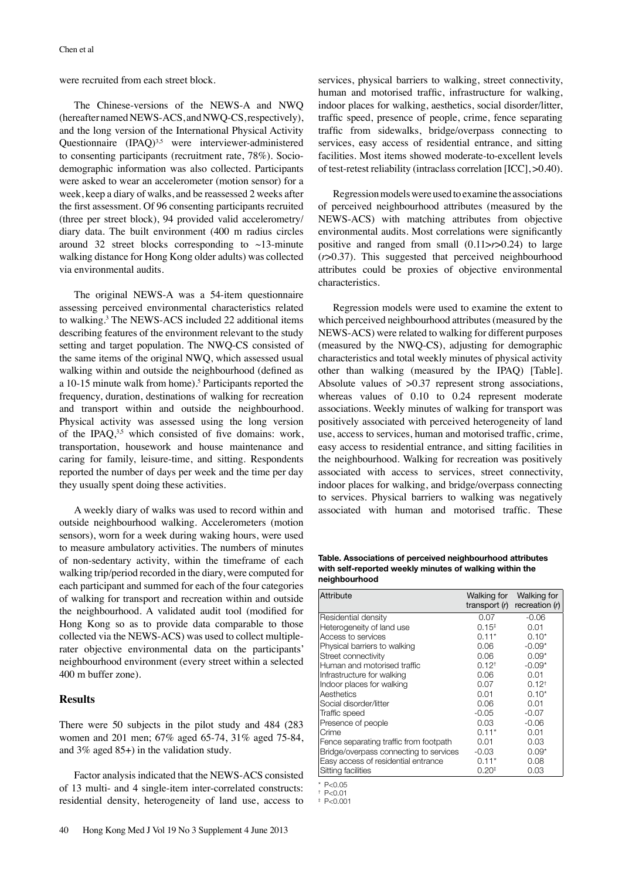were recruited from each street block.

The Chinese-versions of the NEWS-A and NWQ (hereafter named NEWS-ACS, and NWQ-CS, respectively), and the long version of the International Physical Activity Questionnaire (IPAQ)[3,5] were interviewer-administered to consenting participants (recruitment rate, 78%). Socio-demographic information was also collected. Participants were asked to wear an accelerometer (motion sensor) for a week, keep a diary of walks, and be reassessed 2 weeks after the first assessment. Of 96 consenting participants recruited (three per street block), 94 provided valid accelerometry/diary data. The built environment (400 m radius circles around 32 street blocks corresponding to ~13-minute walking distance for Hong Kong older adults) was collected via environmental audits.

The original NEWS-A was a 54-item questionnaire assessing perceived environmental characteristics related to walking.[3] The NEWS-ACS included 22 additional items describing features of the environment relevant to the study setting and target population. The NWQ-CS consisted of the same items of the original NWQ, which assessed usual walking within and outside the neighbourhood (defined as a 10-15 minute walk from home).[5] Participants reported the frequency, duration, destinations of walking for recreation and transport within and outside the neighbourhood. Physical activity was assessed using the long version of the IPAQ,[3,5] which consisted of five domains: work, transportation, housework and house maintenance and caring for family, leisure-time, and sitting. Respondents reported the number of days per week and the time per day they usually spent doing these activities.

A weekly diary of walks was used to record within and outside neighbourhood walking. Accelerometers (motion sensors), worn for a week during waking hours, were used to measure ambulatory activities. The numbers of minutes of non-sedentary activity, within the timeframe of each walking trip/period recorded in the diary, were computed for each participant and summed for each of the four categories of walking for transport and recreation within and outside the neighbourhood. A validated audit tool (modified for Hong Kong so as to provide data comparable to those collected via the NEWS-ACS) was used to collect multiple-rater objective environmental data on the participants' neighbourhood environment (every street within a selected 400 m buffer zone).

## Results

There were 50 subjects in the pilot study and 484 (283 women and 201 men; 67% aged 65-74, 31% aged 75-84, and 3% aged 85+) in the validation study.

Factor analysis indicated that the NEWS-ACS consisted of 13 multi- and 4 single-item inter-correlated constructs: residential density, heterogeneity of land use, access to services, physical barriers to walking, street connectivity, human and motorised traffic, infrastructure for walking, indoor places for walking, aesthetics, social disorder/litter, traffic speed, presence of people, crime, fence separating traffic from sidewalks, bridge/overpass connecting to services, easy access of residential entrance, and sitting facilities. Most items showed moderate-to-excellent levels of test-retest reliability (intraclass correlation [ICC], >0.40).

Regression models were used to examine the associations of perceived neighbourhood attributes (measured by the NEWS-ACS) with matching attributes from objective environmental audits. Most correlations were significantly positive and ranged from small (0.11>*r*>0.24) to large (*r*>0.37). This suggested that perceived neighbourhood attributes could be proxies of objective environmental characteristics.

Regression models were used to examine the extent to which perceived neighbourhood attributes (measured by the NEWS-ACS) were related to walking for different purposes (measured by the NWQ-CS), adjusting for demographic characteristics and total weekly minutes of physical activity other than walking (measured by the IPAQ) [Table]. Absolute values of >0.37 represent strong associations, whereas values of 0.10 to 0.24 represent moderate associations. Weekly minutes of walking for transport was positively associated with perceived heterogeneity of land use, access to services, human and motorised traffic, crime, easy access to residential entrance, and sitting facilities in the neighbourhood. Walking for recreation was positively associated with access to services, street connectivity, indoor places for walking, and bridge/overpass connecting to services. Physical barriers to walking was negatively associated with human and motorised traffic. These

**Table. Associations of perceived neighbourhood attributes with self-reported weekly minutes of walking within the neighbourhood**

| Attribute | Walking for transport (*r*) | Walking for recreation (*r*) |
|---|---|---|
| Residential density | 0.07 | -0.06 |
| Heterogeneity of land use | 0.15‡ | 0.01 |
| Access to services | 0.11* | 0.10* |
| Physical barriers to walking | 0.06 | -0.09* |
| Street connectivity | 0.06 | 0.09* |
| Human and motorised traffic | 0.12† | -0.09* |
| Infrastructure for walking | 0.06 | 0.01 |
| Indoor places for walking | 0.07 | 0.12† |
| Aesthetics | 0.01 | 0.10* |
| Social disorder/litter | 0.06 | 0.01 |
| Traffic speed | -0.05 | -0.07 |
| Presence of people | 0.03 | -0.06 |
| Crime | 0.11* | 0.01 |
| Fence separating traffic from footpath | 0.01 | 0.03 |
| Bridge/overpass connecting to services | -0.03 | 0.09* |
| Easy access of residential entrance | 0.11* | 0.08 |
| Sitting facilities | 0.20‡ | 0.03 |

\* P<0.05
† P<0.01
‡ P<0.001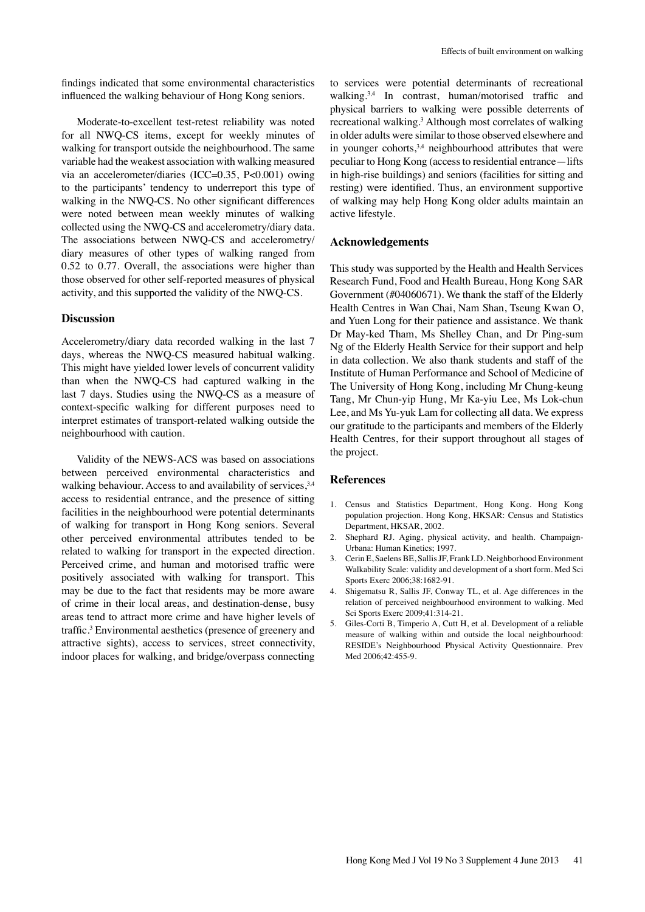findings indicated that some environmental characteristics influenced the walking behaviour of Hong Kong seniors.

Moderate-to-excellent test-retest reliability was noted for all NWQ-CS items, except for weekly minutes of walking for transport outside the neighbourhood. The same variable had the weakest association with walking measured via an accelerometer/diaries (ICC=0.35, P<0.001) owing to the participants' tendency to underreport this type of walking in the NWQ-CS. No other significant differences were noted between mean weekly minutes of walking collected using the NWQ-CS and accelerometry/diary data. The associations between NWQ-CS and accelerometry/diary measures of other types of walking ranged from 0.52 to 0.77. Overall, the associations were higher than those observed for other self-reported measures of physical activity, and this supported the validity of the NWQ-CS.

## Discussion

Accelerometry/diary data recorded walking in the last 7 days, whereas the NWQ-CS measured habitual walking. This might have yielded lower levels of concurrent validity than when the NWQ-CS had captured walking in the last 7 days. Studies using the NWQ-CS as a measure of context-specific walking for different purposes need to interpret estimates of transport-related walking outside the neighbourhood with caution.

Validity of the NEWS-ACS was based on associations between perceived environmental characteristics and walking behaviour. Access to and availability of services,[3,4] access to residential entrance, and the presence of sitting facilities in the neighbourhood were potential determinants of walking for transport in Hong Kong seniors. Several other perceived environmental attributes tended to be related to walking for transport in the expected direction. Perceived crime, and human and motorised traffic were positively associated with walking for transport. This may be due to the fact that residents may be more aware of crime in their local areas, and destination-dense, busy areas tend to attract more crime and have higher levels of traffic.[3] Environmental aesthetics (presence of greenery and attractive sights), access to services, street connectivity, indoor places for walking, and bridge/overpass connecting to services were potential determinants of recreational walking.[3,4] In contrast, human/motorised traffic and physical barriers to walking were possible deterrents of recreational walking.[3] Although most correlates of walking in older adults were similar to those observed elsewhere and in younger cohorts,[3,4] neighbourhood attributes that were peculiar to Hong Kong (access to residential entrance—lifts in high-rise buildings) and seniors (facilities for sitting and resting) were identified. Thus, an environment supportive of walking may help Hong Kong older adults maintain an active lifestyle.

## Acknowledgements

This study was supported by the Health and Health Services Research Fund, Food and Health Bureau, Hong Kong SAR Government (#04060671). We thank the staff of the Elderly Health Centres in Wan Chai, Nam Shan, Tseung Kwan O, and Yuen Long for their patience and assistance. We thank Dr May-ked Tham, Ms Shelley Chan, and Dr Ping-sum Ng of the Elderly Health Service for their support and help in data collection. We also thank students and staff of the Institute of Human Performance and School of Medicine of The University of Hong Kong, including Mr Chung-keung Tang, Mr Chun-yip Hung, Mr Ka-yiu Lee, Ms Lok-chun Lee, and Ms Yu-yuk Lam for collecting all data. We express our gratitude to the participants and members of the Elderly Health Centres, for their support throughout all stages of the project.

## References

1. Census and Statistics Department, Hong Kong. Hong Kong population projection. Hong Kong, HKSAR: Census and Statistics Department, HKSAR, 2002.
2. Shephard RJ. Aging, physical activity, and health. Champaign-Urbana: Human Kinetics; 1997.
3. Cerin E, Saelens BE, Sallis JF, Frank LD. Neighborhood Environment Walkability Scale: validity and development of a short form. Med Sci Sports Exerc 2006;38:1682-91.
4. Shigematsu R, Sallis JF, Conway TL, et al. Age differences in the relation of perceived neighbourhood environment to walking. Med Sci Sports Exerc 2009;41:314-21.
5. Giles-Corti B, Timperio A, Cutt H, et al. Development of a reliable measure of walking within and outside the local neighbourhood: RESIDE's Neighbourhood Physical Activity Questionnaire. Prev Med 2006;42:455-9.